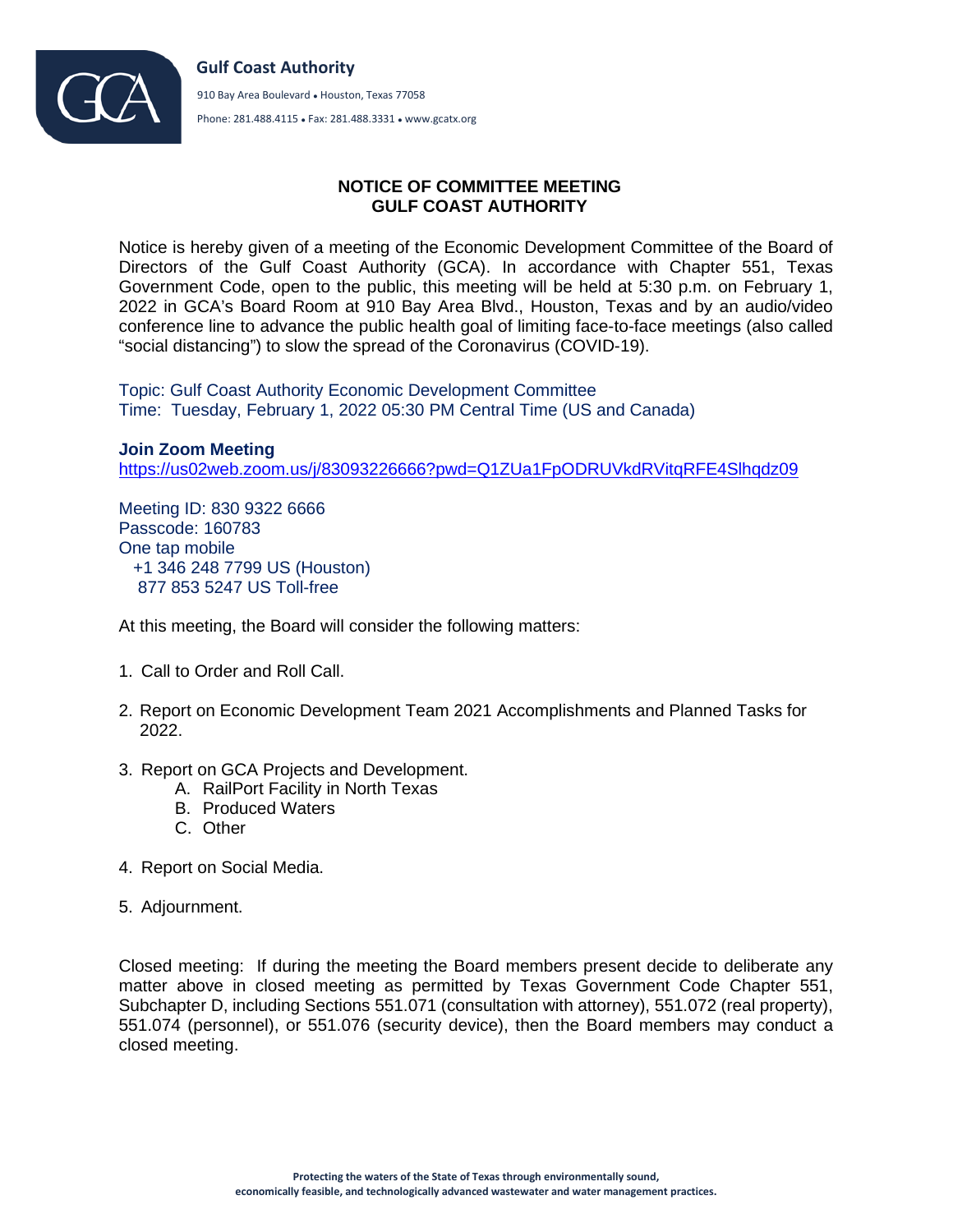**Gulf Coast Authority**

910 Bay Area Boulevard • Houston, Texas 77058

Phone: 281.488.4115 • Fax: 281.488.3331 • www.gcatx.org

## NOTICE OF COMMITTEE MEETING
## GULF COAST AUTHORITY

Notice is hereby given of a meeting of the Economic Development Committee of the Board of Directors of the Gulf Coast Authority (GCA). In accordance with Chapter 551, Texas Government Code, open to the public, this meeting will be held at 5:30 p.m. on February 1, 2022 in GCA's Board Room at 910 Bay Area Blvd., Houston, Texas and by an audio/video conference line to advance the public health goal of limiting face-to-face meetings (also called "social distancing") to slow the spread of the Coronavirus (COVID-19).

Topic: Gulf Coast Authority Economic Development Committee
Time: Tuesday, February 1, 2022 05:30 PM Central Time (US and Canada)

**Join Zoom Meeting**
https://us02web.zoom.us/j/83093226666?pwd=Q1ZUa1FpODRUVkdRVitqRFE4Slhqdz09

Meeting ID: 830 9322 6666
Passcode: 160783
One tap mobile
+1 346 248 7799 US (Houston)
877 853 5247 US Toll-free

At this meeting, the Board will consider the following matters:

1. Call to Order and Roll Call.
2. Report on Economic Development Team 2021 Accomplishments and Planned Tasks for 2022.
3. Report on GCA Projects and Development.
   A. RailPort Facility in North Texas
   B. Produced Waters
   C. Other
4. Report on Social Media.
5. Adjournment.

Closed meeting: If during the meeting the Board members present decide to deliberate any matter above in closed meeting as permitted by Texas Government Code Chapter 551, Subchapter D, including Sections 551.071 (consultation with attorney), 551.072 (real property), 551.074 (personnel), or 551.076 (security device), then the Board members may conduct a closed meeting.

**Protecting the waters of the State of Texas through environmentally sound, economically feasible, and technologically advanced wastewater and water management practices.**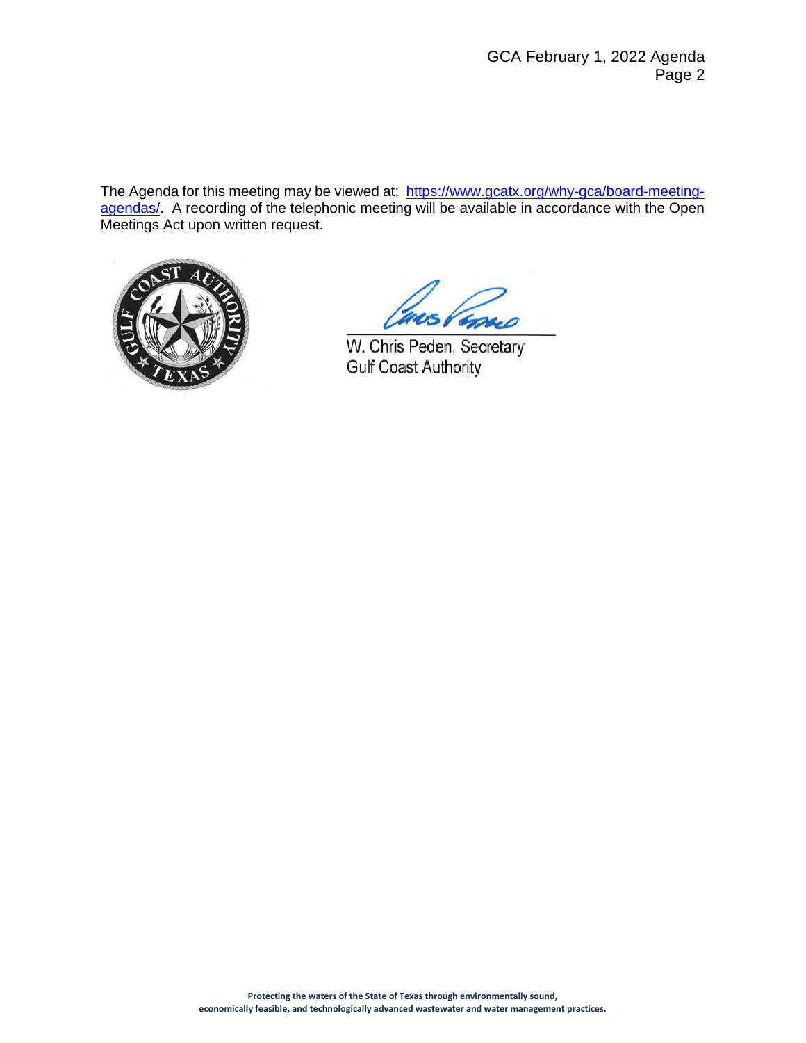The Agenda for this meeting may be viewed at: [https://www.gcatx.org/why-gca/board-meeting-agendas/](https://www.gcatx.org/why-gca/board-meeting-agendas/). A recording of the telephonic meeting will be available in accordance with the Open Meetings Act upon written request.

W. Chris Peden, Secretary
Gulf Coast Authority

**Protecting the waters of the State of Texas through environmentally sound, economically feasible, and technologically advanced wastewater and water management practices.**